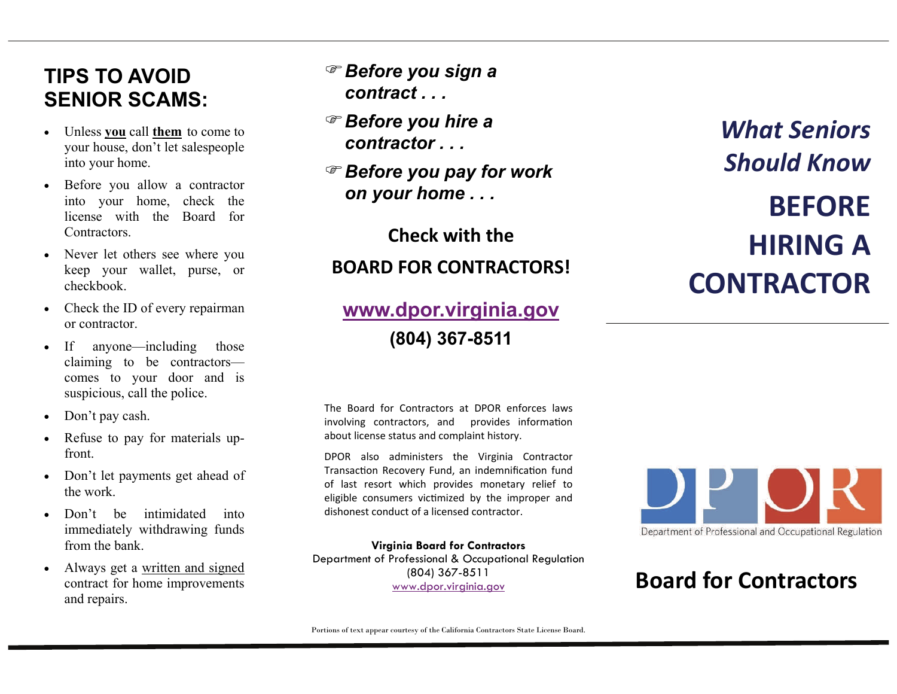## TIPS TO AVOID SENIOR SCAMS:

- Unless **you** call **them** to come to your house, don't let salespeople into your home.
- Before you allow a contractor into your home, check the license with the Board for Contractors.
- Never let others see where you keep your wallet, purse, or checkbook.
- Check the ID of every repairman or contractor.
- If anyone—including those claiming to be contractors—comes to your door and is suspicious, call the police.
- Don't pay cash.
- Refuse to pay for materials up-front.
- Don't let payments get ahead of the work.
- Don't be intimidated into immediately withdrawing funds from the bank.
- Always get a written and signed contract for home improvements and repairs.

☞ ***Before you sign a contract . . .***

☞ ***Before you hire a contractor . . .***

☞ ***Before you pay for work on your home . . .***

**Check with the**

**BOARD FOR CONTRACTORS!**

**www.dpor.virginia.gov**

**(804) 367-8511**

The Board for Contractors at DPOR enforces laws involving contractors, and provides information about license status and complaint history.

DPOR also administers the Virginia Contractor Transaction Recovery Fund, an indemnification fund of last resort which provides monetary relief to eligible consumers victimized by the improper and dishonest conduct of a licensed contractor.

**Virginia Board for Contractors**
Department of Professional & Occupational Regulation
(804) 367-8511
www.dpor.virginia.gov

Portions of text appear courtesy of the California Contractors State License Board.

# *What Seniors Should Know*

# BEFORE HIRING A CONTRACTOR

DPOR

Department of Professional and Occupational Regulation

## Board for Contractors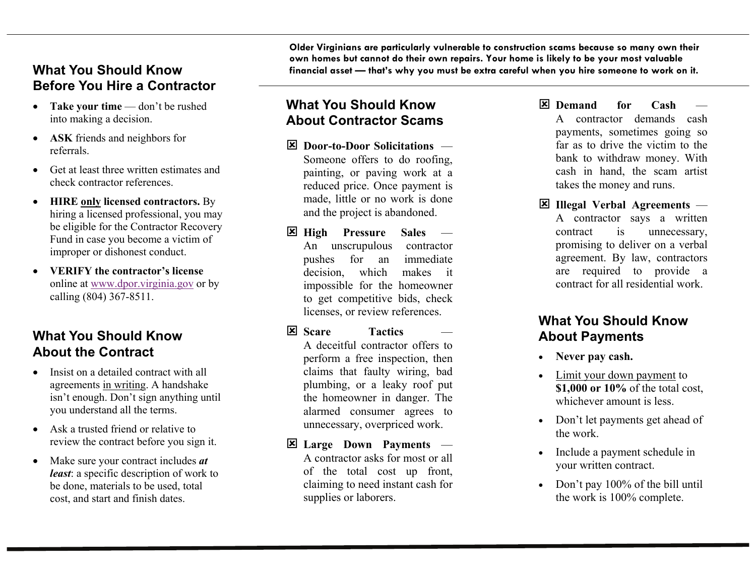## What You Should Know Before You Hire a Contractor

- **Take your time** — don't be rushed into making a decision.
- **ASK** friends and neighbors for referrals.
- Get at least three written estimates and check contractor references.
- **HIRE only licensed contractors.** By hiring a licensed professional, you may be eligible for the Contractor Recovery Fund in case you become a victim of improper or dishonest conduct.
- **VERIFY the contractor's license** online at www.dpor.virginia.gov or by calling (804) 367-8511.

## What You Should Know About the Contract

- Insist on a detailed contract with all agreements in writing. A handshake isn't enough. Don't sign anything until you understand all the terms.
- Ask a trusted friend or relative to review the contract before you sign it.
- Make sure your contract includes ***at least***: a specific description of work to be done, materials to be used, total cost, and start and finish dates.

**Older Virginians are particularly vulnerable to construction scams because so many own their own homes but cannot do their own repairs. Your home is likely to be your most valuable financial asset — that's why you must be extra careful when you hire someone to work on it.**

## What You Should Know About Contractor Scams

- ☒ **Door-to-Door Solicitations** — Someone offers to do roofing, painting, or paving work at a reduced price. Once payment is made, little or no work is done and the project is abandoned.
- ☒ **High Pressure Sales** — An unscrupulous contractor pushes for an immediate decision, which makes it impossible for the homeowner to get competitive bids, check licenses, or review references.
- ☒ **Scare Tactics** — A deceitful contractor offers to perform a free inspection, then claims that faulty wiring, bad plumbing, or a leaky roof put the homeowner in danger. The alarmed consumer agrees to unnecessary, overpriced work.
- ☒ **Large Down Payments** — A contractor asks for most or all of the total cost up front, claiming to need instant cash for supplies or laborers.
- ☒ **Demand for Cash** — A contractor demands cash payments, sometimes going so far as to drive the victim to the bank to withdraw money. With cash in hand, the scam artist takes the money and runs.
- ☒ **Illegal Verbal Agreements** — A contractor says a written contract is unnecessary, promising to deliver on a verbal agreement. By law, contractors are required to provide a contract for all residential work.

## What You Should Know About Payments

- **Never pay cash.**
- Limit your down payment to **$1,000 or 10%** of the total cost, whichever amount is less.
- Don't let payments get ahead of the work.
- Include a payment schedule in your written contract.
- Don't pay 100% of the bill until the work is 100% complete.